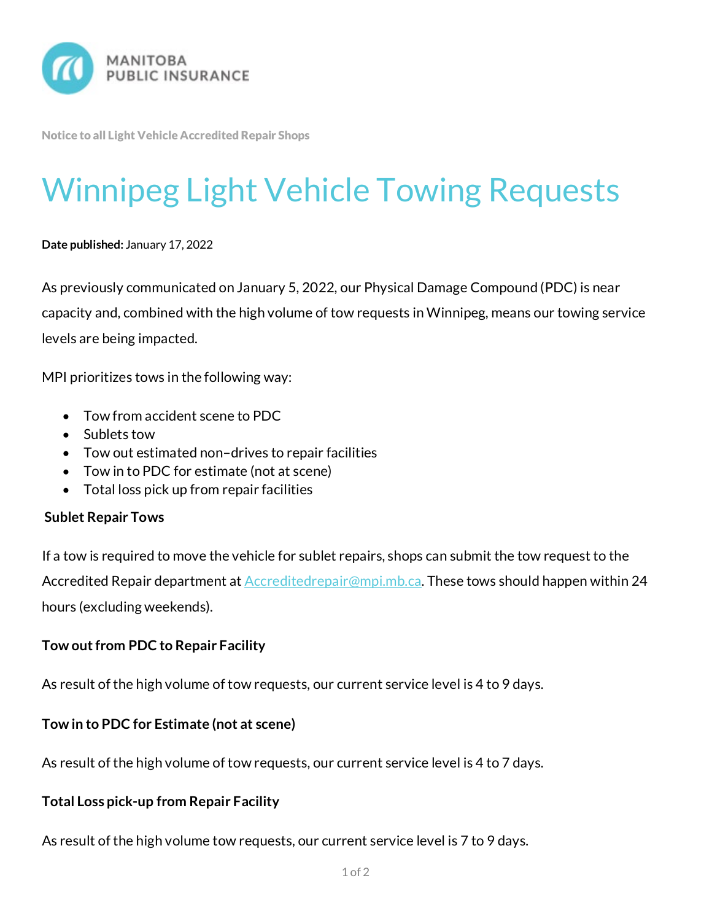MANITOBA PUBLIC INSURANCE

Notice to all Light Vehicle Accredited Repair Shops

# Winnipeg Light Vehicle Towing Requests

**Date published:** January 17, 2022

As previously communicated on January 5, 2022, our Physical Damage Compound (PDC) is near capacity and, combined with the high volume of tow requests in Winnipeg, means our towing service levels are being impacted.

MPI prioritizes tows in the following way:

- Tow from accident scene to PDC
- Sublets tow
- Tow out estimated non–drives to repair facilities
- Tow in to PDC for estimate (not at scene)
- Total loss pick up from repair facilities

**Sublet Repair Tows**

If a tow is required to move the vehicle for sublet repairs, shops can submit the tow request to the Accredited Repair department at Accreditedrepair@mpi.mb.ca. These tows should happen within 24 hours (excluding weekends).

**Tow out from PDC to Repair Facility**

As result of the high volume of tow requests, our current service level is 4 to 9 days.

**Tow in to PDC for Estimate (not at scene)**

As result of the high volume of tow requests, our current service level is 4 to 7 days.

**Total Loss pick-up from Repair Facility**

As result of the high volume tow requests, our current service level is 7 to 9 days.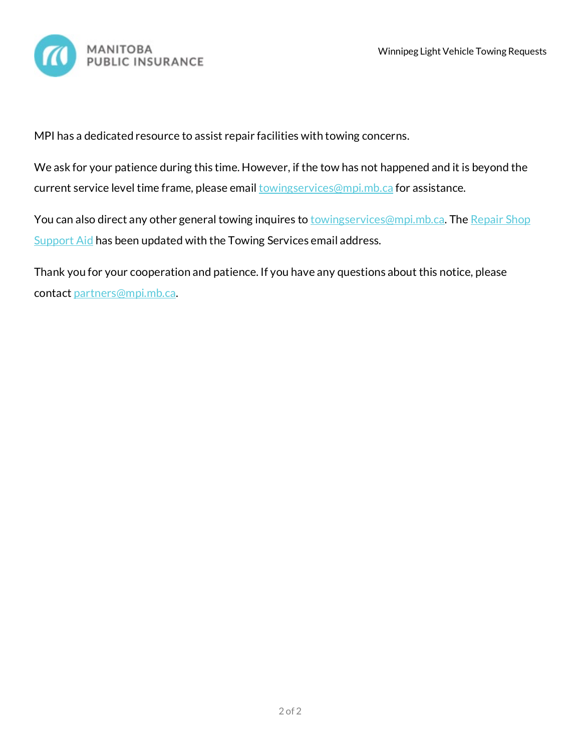MPI has a dedicated resource to assist repair facilities with towing concerns.

We ask for your patience during this time. However, if the tow has not happened and it is beyond the current service level time frame, please email towingservices@mpi.mb.ca for assistance.

You can also direct any other general towing inquires to towingservices@mpi.mb.ca. The Repair Shop Support Aid has been updated with the Towing Services email address.

Thank you for your cooperation and patience. If you have any questions about this notice, please contact partners@mpi.mb.ca.